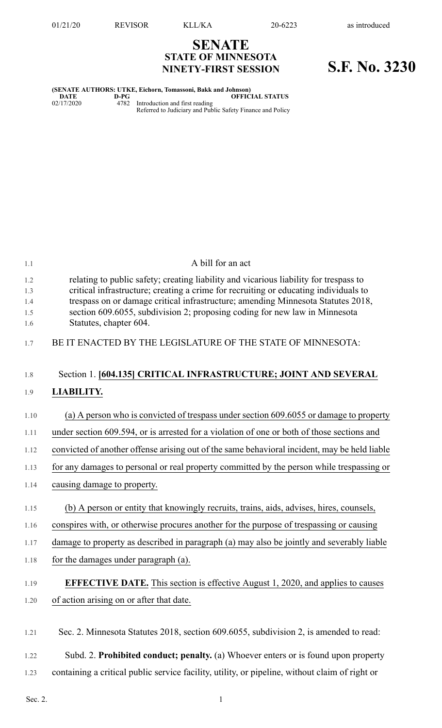01/21/20 REVISOR KLL/KA 20-6223 as introduced

# SENATE
## STATE OF MINNESOTA
## NINETY-FIRST SESSION

# S.F. No. 3230

**(SENATE AUTHORS: UTKE, Eichorn, Tomassoni, Bakk and Johnson)**

| DATE | D-PG | OFFICIAL STATUS |
|---|---|---|
| 02/17/2020 | 4782 | Introduction and first reading<br>Referred to Judiciary and Public Safety Finance and Policy |

A bill for an act

relating to public safety; creating liability and vicarious liability for trespass to critical infrastructure; creating a crime for recruiting or educating individuals to trespass on or damage critical infrastructure; amending Minnesota Statutes 2018, section 609.6055, subdivision 2; proposing coding for new law in Minnesota Statutes, chapter 604.

BE IT ENACTED BY THE LEGISLATURE OF THE STATE OF MINNESOTA:

Section 1. **[604.135] CRITICAL INFRASTRUCTURE; JOINT AND SEVERAL LIABILITY.**

(a) A person who is convicted of trespass under section 609.6055 or damage to property under section 609.594, or is arrested for a violation of one or both of those sections and convicted of another offense arising out of the same behavioral incident, may be held liable for any damages to personal or real property committed by the person while trespassing or causing damage to property.

(b) A person or entity that knowingly recruits, trains, aids, advises, hires, counsels, conspires with, or otherwise procures another for the purpose of trespassing or causing damage to property as described in paragraph (a) may also be jointly and severably liable for the damages under paragraph (a).

**EFFECTIVE DATE.** This section is effective August 1, 2020, and applies to causes of action arising on or after that date.

Sec. 2. Minnesota Statutes 2018, section 609.6055, subdivision 2, is amended to read:

Subd. 2. **Prohibited conduct; penalty.** (a) Whoever enters or is found upon property containing a critical public service facility, utility, or pipeline, without claim of right or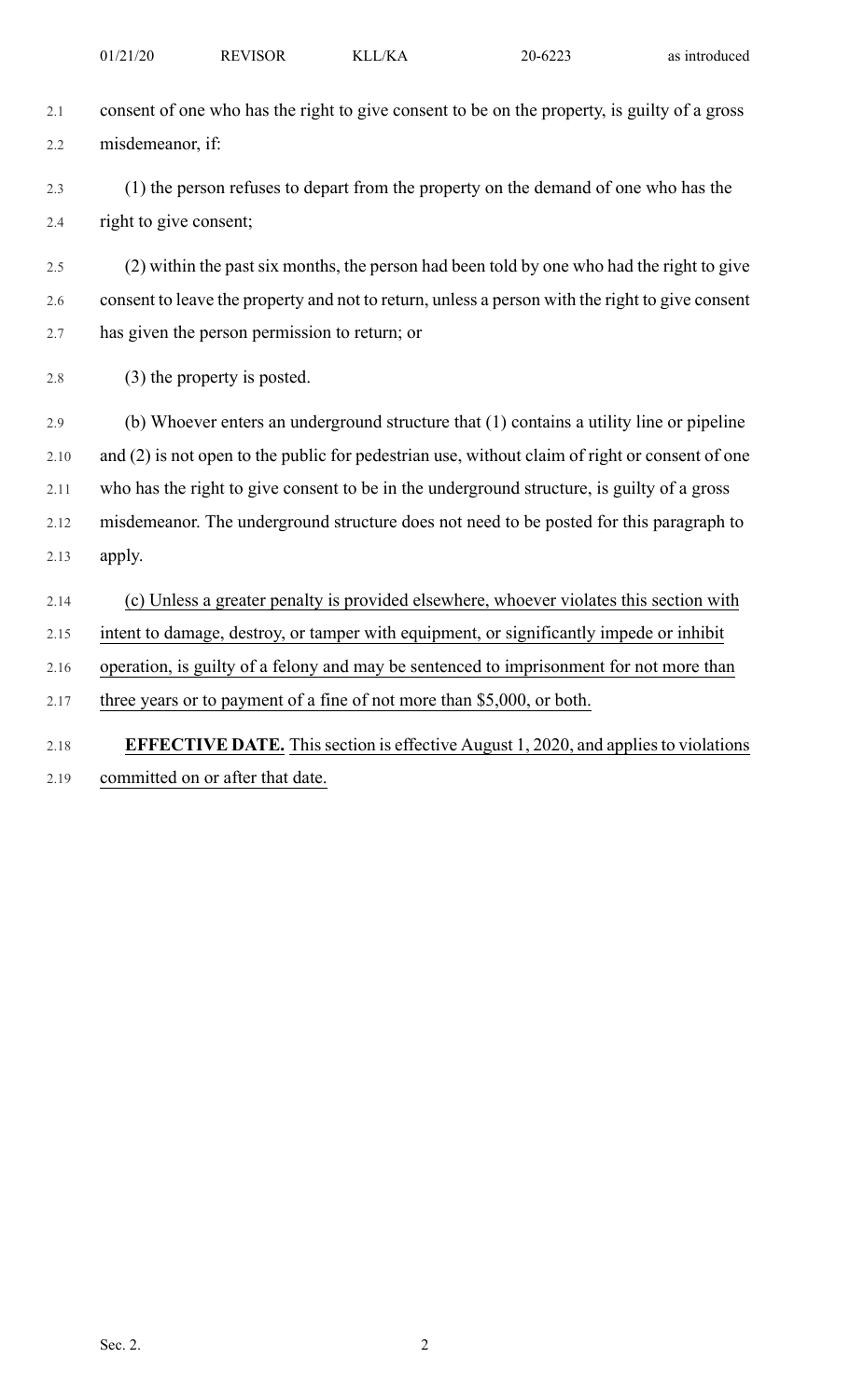consent of one who has the right to give consent to be on the property, is guilty of a gross misdemeanor, if:

(1) the person refuses to depart from the property on the demand of one who has the right to give consent;

(2) within the past six months, the person had been told by one who had the right to give consent to leave the property and not to return, unless a person with the right to give consent has given the person permission to return; or

(3) the property is posted.

(b) Whoever enters an underground structure that (1) contains a utility line or pipeline and (2) is not open to the public for pedestrian use, without claim of right or consent of one who has the right to give consent to be in the underground structure, is guilty of a gross misdemeanor. The underground structure does not need to be posted for this paragraph to apply.

(c) Unless a greater penalty is provided elsewhere, whoever violates this section with intent to damage, destroy, or tamper with equipment, or significantly impede or inhibit operation, is guilty of a felony and may be sentenced to imprisonment for not more than three years or to payment of a fine of not more than $5,000, or both.

**EFFECTIVE DATE.** This section is effective August 1, 2020, and applies to violations committed on or after that date.